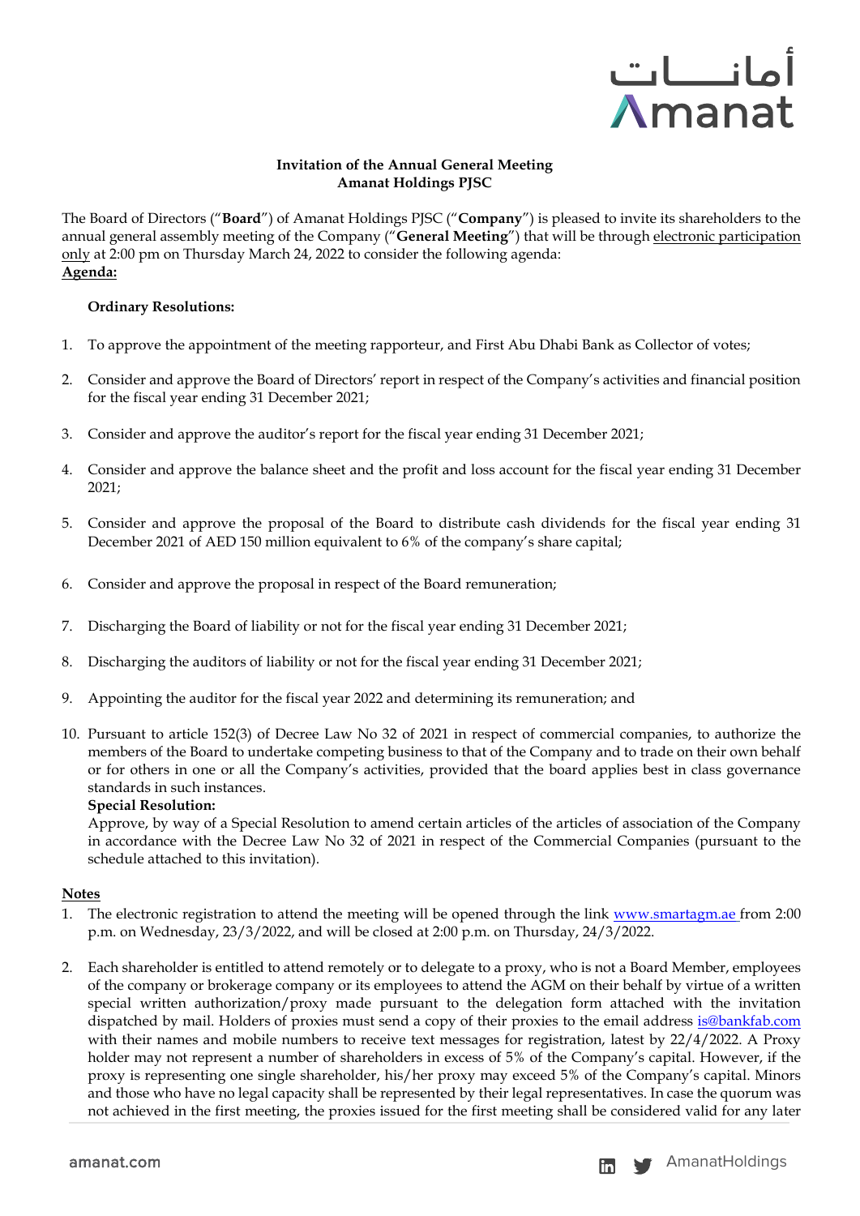**Invitation of the Annual General Meeting**
**Amanat Holdings PJSC**

The Board of Directors ("**Board**") of Amanat Holdings PJSC ("**Company**") is pleased to invite its shareholders to the annual general assembly meeting of the Company ("**General Meeting**") that will be through electronic participation only at 2:00 pm on Thursday March 24, 2022 to consider the following agenda:

**Agenda:**

**Ordinary Resolutions:**

1. To approve the appointment of the meeting rapporteur, and First Abu Dhabi Bank as Collector of votes;
2. Consider and approve the Board of Directors' report in respect of the Company's activities and financial position for the fiscal year ending 31 December 2021;
3. Consider and approve the auditor's report for the fiscal year ending 31 December 2021;
4. Consider and approve the balance sheet and the profit and loss account for the fiscal year ending 31 December 2021;
5. Consider and approve the proposal of the Board to distribute cash dividends for the fiscal year ending 31 December 2021 of AED 150 million equivalent to 6% of the company's share capital;
6. Consider and approve the proposal in respect of the Board remuneration;
7. Discharging the Board of liability or not for the fiscal year ending 31 December 2021;
8. Discharging the auditors of liability or not for the fiscal year ending 31 December 2021;
9. Appointing the auditor for the fiscal year 2022 and determining its remuneration; and
10. Pursuant to article 152(3) of Decree Law No 32 of 2021 in respect of commercial companies, to authorize the members of the Board to undertake competing business to that of the Company and to trade on their own behalf or for others in one or all the Company's activities, provided that the board applies best in class governance standards in such instances.

**Special Resolution:**

Approve, by way of a Special Resolution to amend certain articles of the articles of association of the Company in accordance with the Decree Law No 32 of 2021 in respect of the Commercial Companies (pursuant to the schedule attached to this invitation).

**Notes**

1. The electronic registration to attend the meeting will be opened through the link www.smartagm.ae from 2:00 p.m. on Wednesday, 23/3/2022, and will be closed at 2:00 p.m. on Thursday, 24/3/2022.
2. Each shareholder is entitled to attend remotely or to delegate to a proxy, who is not a Board Member, employees of the company or brokerage company or its employees to attend the AGM on their behalf by virtue of a written special written authorization/proxy made pursuant to the delegation form attached with the invitation dispatched by mail. Holders of proxies must send a copy of their proxies to the email address is@bankfab.com with their names and mobile numbers to receive text messages for registration, latest by 22/4/2022. A Proxy holder may not represent a number of shareholders in excess of 5% of the Company's capital. However, if the proxy is representing one single shareholder, his/her proxy may exceed 5% of the Company's capital. Minors and those who have no legal capacity shall be represented by their legal representatives. In case the quorum was not achieved in the first meeting, the proxies issued for the first meeting shall be considered valid for any later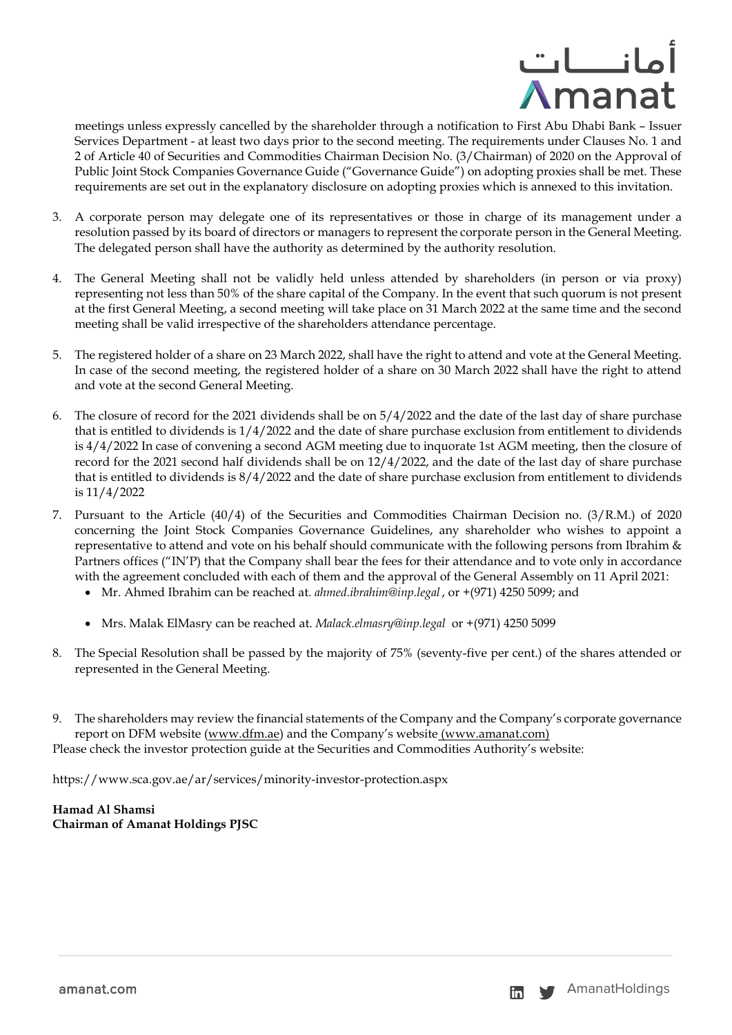meetings unless expressly cancelled by the shareholder through a notification to First Abu Dhabi Bank – Issuer Services Department - at least two days prior to the second meeting. The requirements under Clauses No. 1 and 2 of Article 40 of Securities and Commodities Chairman Decision No. (3/Chairman) of 2020 on the Approval of Public Joint Stock Companies Governance Guide ("Governance Guide") on adopting proxies shall be met. These requirements are set out in the explanatory disclosure on adopting proxies which is annexed to this invitation.

3. A corporate person may delegate one of its representatives or those in charge of its management under a resolution passed by its board of directors or managers to represent the corporate person in the General Meeting. The delegated person shall have the authority as determined by the authority resolution.

4. The General Meeting shall not be validly held unless attended by shareholders (in person or via proxy) representing not less than 50% of the share capital of the Company. In the event that such quorum is not present at the first General Meeting, a second meeting will take place on 31 March 2022 at the same time and the second meeting shall be valid irrespective of the shareholders attendance percentage.

5. The registered holder of a share on 23 March 2022, shall have the right to attend and vote at the General Meeting. In case of the second meeting, the registered holder of a share on 30 March 2022 shall have the right to attend and vote at the second General Meeting.

6. The closure of record for the 2021 dividends shall be on 5/4/2022 and the date of the last day of share purchase that is entitled to dividends is 1/4/2022 and the date of share purchase exclusion from entitlement to dividends is 4/4/2022 In case of convening a second AGM meeting due to inquorate 1st AGM meeting, then the closure of record for the 2021 second half dividends shall be on 12/4/2022, and the date of the last day of share purchase that is entitled to dividends is 8/4/2022 and the date of share purchase exclusion from entitlement to dividends is 11/4/2022

7. Pursuant to the Article (40/4) of the Securities and Commodities Chairman Decision no. (3/R.M.) of 2020 concerning the Joint Stock Companies Governance Guidelines, any shareholder who wishes to appoint a representative to attend and vote on his behalf should communicate with the following persons from Ibrahim & Partners offices ("IN'P) that the Company shall bear the fees for their attendance and to vote only in accordance with the agreement concluded with each of them and the approval of the General Assembly on 11 April 2021:
   - Mr. Ahmed Ibrahim can be reached at. *ahmed.ibrahim@inp.legal* , or +(971) 4250 5099; and
   - Mrs. Malak ElMasry can be reached at. *Malack.elmasry@inp.legal* or +(971) 4250 5099

8. The Special Resolution shall be passed by the majority of 75% (seventy-five per cent.) of the shares attended or represented in the General Meeting.

9. The shareholders may review the financial statements of the Company and the Company's corporate governance report on DFM website (www.dfm.ae) and the Company's website (www.amanat.com)

Please check the investor protection guide at the Securities and Commodities Authority's website:

https://www.sca.gov.ae/ar/services/minority-investor-protection.aspx

**Hamad Al Shamsi**
**Chairman of Amanat Holdings PJSC**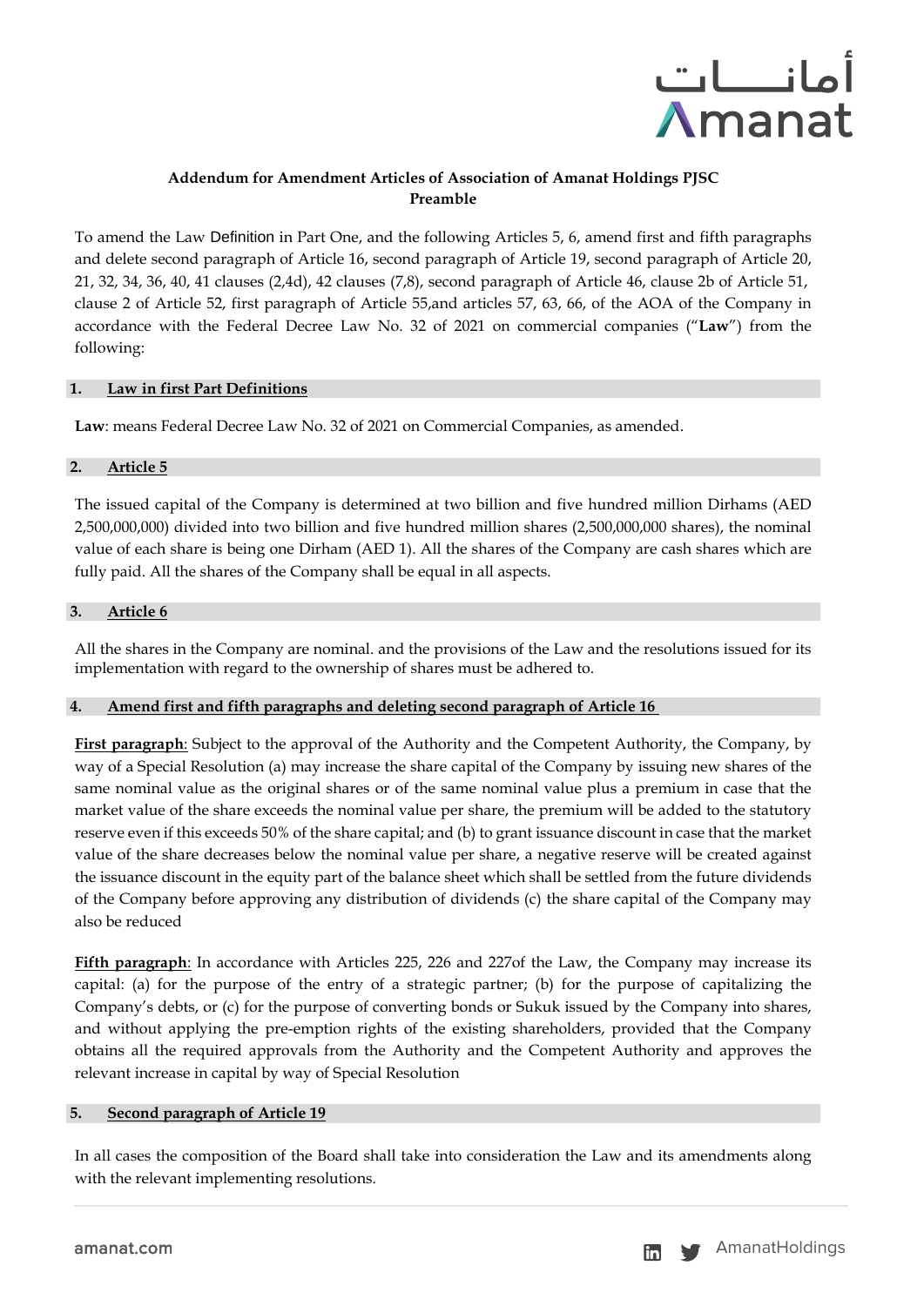**Addendum for Amendment Articles of Association of Amanat Holdings PJSC**
**Preamble**

To amend the Law Definition in Part One, and the following Articles 5, 6, amend first and fifth paragraphs and delete second paragraph of Article 16, second paragraph of Article 19, second paragraph of Article 20, 21, 32, 34, 36, 40, 41 clauses (2,4d), 42 clauses (7,8), second paragraph of Article 46, clause 2b of Article 51, clause 2 of Article 52, first paragraph of Article 55,and articles 57, 63, 66, of the AOA of the Company in accordance with the Federal Decree Law No. 32 of 2021 on commercial companies ("**Law**") from the following:

## 1. Law in first Part Definitions

**Law**: means Federal Decree Law No. 32 of 2021 on Commercial Companies, as amended.

## 2. Article 5

The issued capital of the Company is determined at two billion and five hundred million Dirhams (AED 2,500,000,000) divided into two billion and five hundred million shares (2,500,000,000 shares), the nominal value of each share is being one Dirham (AED 1). All the shares of the Company are cash shares which are fully paid. All the shares of the Company shall be equal in all aspects.

## 3. Article 6

All the shares in the Company are nominal. and the provisions of the Law and the resolutions issued for its implementation with regard to the ownership of shares must be adhered to.

## 4. Amend first and fifth paragraphs and deleting second paragraph of Article 16

**First paragraph**: Subject to the approval of the Authority and the Competent Authority, the Company, by way of a Special Resolution (a) may increase the share capital of the Company by issuing new shares of the same nominal value as the original shares or of the same nominal value plus a premium in case that the market value of the share exceeds the nominal value per share, the premium will be added to the statutory reserve even if this exceeds 50% of the share capital; and (b) to grant issuance discount in case that the market value of the share decreases below the nominal value per share, a negative reserve will be created against the issuance discount in the equity part of the balance sheet which shall be settled from the future dividends of the Company before approving any distribution of dividends (c) the share capital of the Company may also be reduced

**Fifth paragraph**: In accordance with Articles 225, 226 and 227of the Law, the Company may increase its capital: (a) for the purpose of the entry of a strategic partner; (b) for the purpose of capitalizing the Company's debts, or (c) for the purpose of converting bonds or Sukuk issued by the Company into shares, and without applying the pre-emption rights of the existing shareholders, provided that the Company obtains all the required approvals from the Authority and the Competent Authority and approves the relevant increase in capital by way of Special Resolution

## 5. Second paragraph of Article 19

In all cases the composition of the Board shall take into consideration the Law and its amendments along with the relevant implementing resolutions.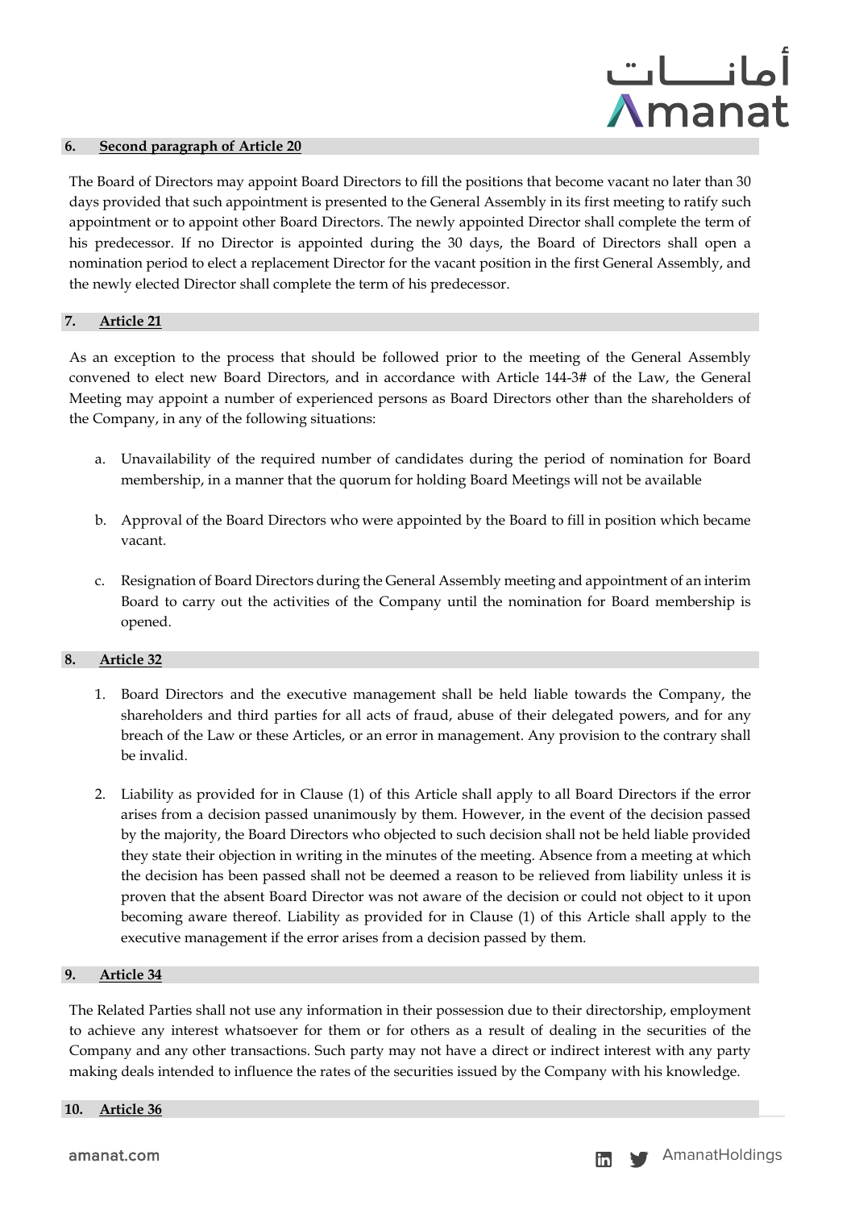## 6. Second paragraph of Article 20

The Board of Directors may appoint Board Directors to fill the positions that become vacant no later than 30 days provided that such appointment is presented to the General Assembly in its first meeting to ratify such appointment or to appoint other Board Directors. The newly appointed Director shall complete the term of his predecessor. If no Director is appointed during the 30 days, the Board of Directors shall open a nomination period to elect a replacement Director for the vacant position in the first General Assembly, and the newly elected Director shall complete the term of his predecessor.

## 7. Article 21

As an exception to the process that should be followed prior to the meeting of the General Assembly convened to elect new Board Directors, and in accordance with Article 144-3# of the Law, the General Meeting may appoint a number of experienced persons as Board Directors other than the shareholders of the Company, in any of the following situations:

a. Unavailability of the required number of candidates during the period of nomination for Board membership, in a manner that the quorum for holding Board Meetings will not be available

b. Approval of the Board Directors who were appointed by the Board to fill in position which became vacant.

c. Resignation of Board Directors during the General Assembly meeting and appointment of an interim Board to carry out the activities of the Company until the nomination for Board membership is opened.

## 8. Article 32

1. Board Directors and the executive management shall be held liable towards the Company, the shareholders and third parties for all acts of fraud, abuse of their delegated powers, and for any breach of the Law or these Articles, or an error in management. Any provision to the contrary shall be invalid.

2. Liability as provided for in Clause (1) of this Article shall apply to all Board Directors if the error arises from a decision passed unanimously by them. However, in the event of the decision passed by the majority, the Board Directors who objected to such decision shall not be held liable provided they state their objection in writing in the minutes of the meeting. Absence from a meeting at which the decision has been passed shall not be deemed a reason to be relieved from liability unless it is proven that the absent Board Director was not aware of the decision or could not object to it upon becoming aware thereof. Liability as provided for in Clause (1) of this Article shall apply to the executive management if the error arises from a decision passed by them.

## 9. Article 34

The Related Parties shall not use any information in their possession due to their directorship, employment to achieve any interest whatsoever for them or for others as a result of dealing in the securities of the Company and any other transactions. Such party may not have a direct or indirect interest with any party making deals intended to influence the rates of the securities issued by the Company with his knowledge.

## 10. Article 36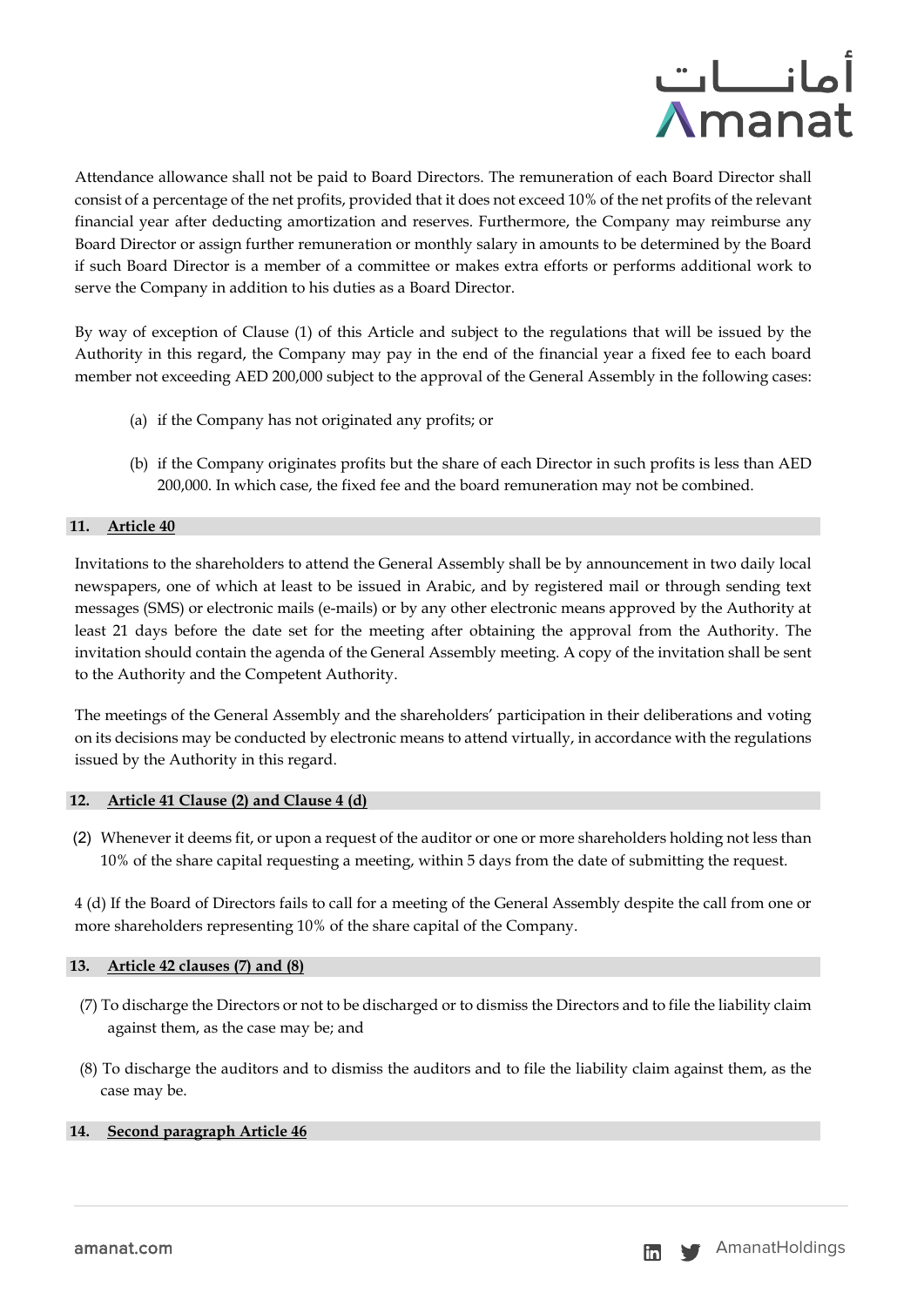Attendance allowance shall not be paid to Board Directors. The remuneration of each Board Director shall consist of a percentage of the net profits, provided that it does not exceed 10% of the net profits of the relevant financial year after deducting amortization and reserves. Furthermore, the Company may reimburse any Board Director or assign further remuneration or monthly salary in amounts to be determined by the Board if such Board Director is a member of a committee or makes extra efforts or performs additional work to serve the Company in addition to his duties as a Board Director.

By way of exception of Clause (1) of this Article and subject to the regulations that will be issued by the Authority in this regard, the Company may pay in the end of the financial year a fixed fee to each board member not exceeding AED 200,000 subject to the approval of the General Assembly in the following cases:

(a) if the Company has not originated any profits; or

(b) if the Company originates profits but the share of each Director in such profits is less than AED 200,000. In which case, the fixed fee and the board remuneration may not be combined.

### 11. Article 40

Invitations to the shareholders to attend the General Assembly shall be by announcement in two daily local newspapers, one of which at least to be issued in Arabic, and by registered mail or through sending text messages (SMS) or electronic mails (e-mails) or by any other electronic means approved by the Authority at least 21 days before the date set for the meeting after obtaining the approval from the Authority. The invitation should contain the agenda of the General Assembly meeting. A copy of the invitation shall be sent to the Authority and the Competent Authority.

The meetings of the General Assembly and the shareholders' participation in their deliberations and voting on its decisions may be conducted by electronic means to attend virtually, in accordance with the regulations issued by the Authority in this regard.

### 12. Article 41 Clause (2) and Clause 4 (d)

(2) Whenever it deems fit, or upon a request of the auditor or one or more shareholders holding not less than 10% of the share capital requesting a meeting, within 5 days from the date of submitting the request.

4 (d) If the Board of Directors fails to call for a meeting of the General Assembly despite the call from one or more shareholders representing 10% of the share capital of the Company.

### 13. Article 42 clauses (7) and (8)

(7) To discharge the Directors or not to be discharged or to dismiss the Directors and to file the liability claim against them, as the case may be; and

(8) To discharge the auditors and to dismiss the auditors and to file the liability claim against them, as the case may be.

### 14. Second paragraph Article 46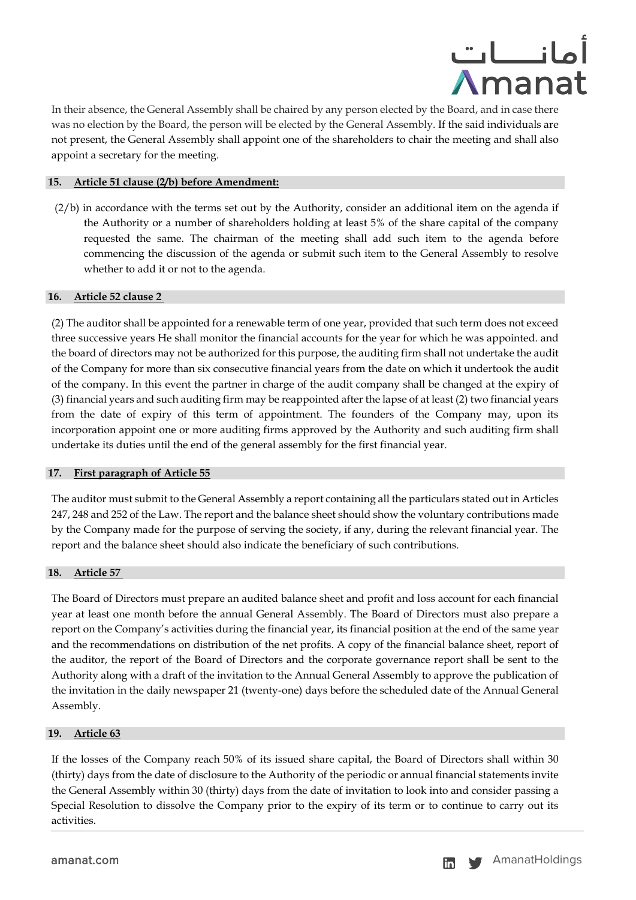In their absence, the General Assembly shall be chaired by any person elected by the Board, and in case there was no election by the Board, the person will be elected by the General Assembly. If the said individuals are not present, the General Assembly shall appoint one of the shareholders to chair the meeting and shall also appoint a secretary for the meeting.

### 15. Article 51 clause (2/b) before Amendment:

(2/b) in accordance with the terms set out by the Authority, consider an additional item on the agenda if the Authority or a number of shareholders holding at least 5% of the share capital of the company requested the same. The chairman of the meeting shall add such item to the agenda before commencing the discussion of the agenda or submit such item to the General Assembly to resolve whether to add it or not to the agenda.

### 16. Article 52 clause 2

(2) The auditor shall be appointed for a renewable term of one year, provided that such term does not exceed three successive years He shall monitor the financial accounts for the year for which he was appointed. and the board of directors may not be authorized for this purpose, the auditing firm shall not undertake the audit of the Company for more than six consecutive financial years from the date on which it undertook the audit of the company. In this event the partner in charge of the audit company shall be changed at the expiry of (3) financial years and such auditing firm may be reappointed after the lapse of at least (2) two financial years from the date of expiry of this term of appointment. The founders of the Company may, upon its incorporation appoint one or more auditing firms approved by the Authority and such auditing firm shall undertake its duties until the end of the general assembly for the first financial year.

### 17. First paragraph of Article 55

The auditor must submit to the General Assembly a report containing all the particulars stated out in Articles 247, 248 and 252 of the Law. The report and the balance sheet should show the voluntary contributions made by the Company made for the purpose of serving the society, if any, during the relevant financial year. The report and the balance sheet should also indicate the beneficiary of such contributions.

### 18. Article 57

The Board of Directors must prepare an audited balance sheet and profit and loss account for each financial year at least one month before the annual General Assembly. The Board of Directors must also prepare a report on the Company's activities during the financial year, its financial position at the end of the same year and the recommendations on distribution of the net profits. A copy of the financial balance sheet, report of the auditor, the report of the Board of Directors and the corporate governance report shall be sent to the Authority along with a draft of the invitation to the Annual General Assembly to approve the publication of the invitation in the daily newspaper 21 (twenty-one) days before the scheduled date of the Annual General Assembly.

### 19. Article 63

If the losses of the Company reach 50% of its issued share capital, the Board of Directors shall within 30 (thirty) days from the date of disclosure to the Authority of the periodic or annual financial statements invite the General Assembly within 30 (thirty) days from the date of invitation to look into and consider passing a Special Resolution to dissolve the Company prior to the expiry of its term or to continue to carry out its activities.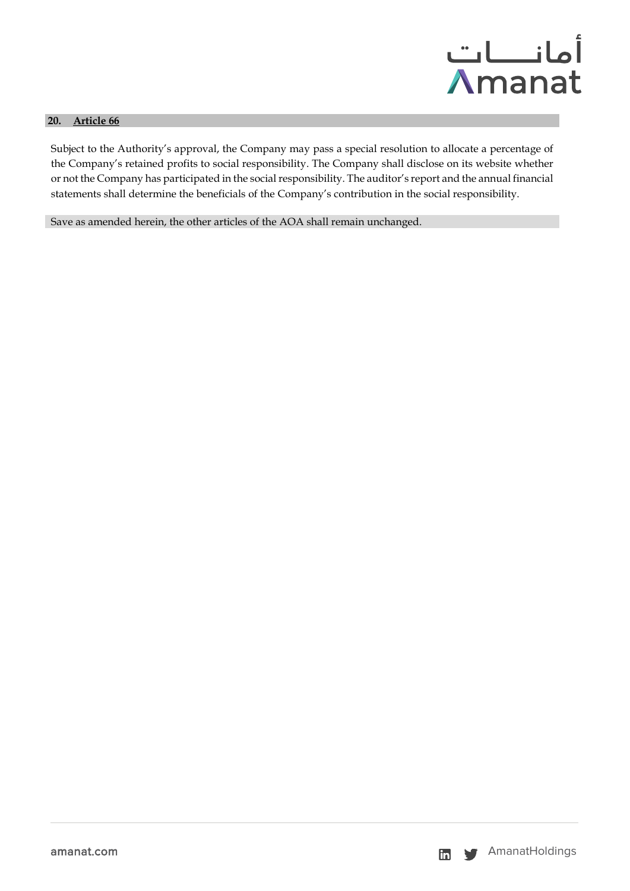## 20. Article 66

Subject to the Authority's approval, the Company may pass a special resolution to allocate a percentage of the Company's retained profits to social responsibility. The Company shall disclose on its website whether or not the Company has participated in the social responsibility. The auditor's report and the annual financial statements shall determine the beneficials of the Company's contribution in the social responsibility.

Save as amended herein, the other articles of the AOA shall remain unchanged.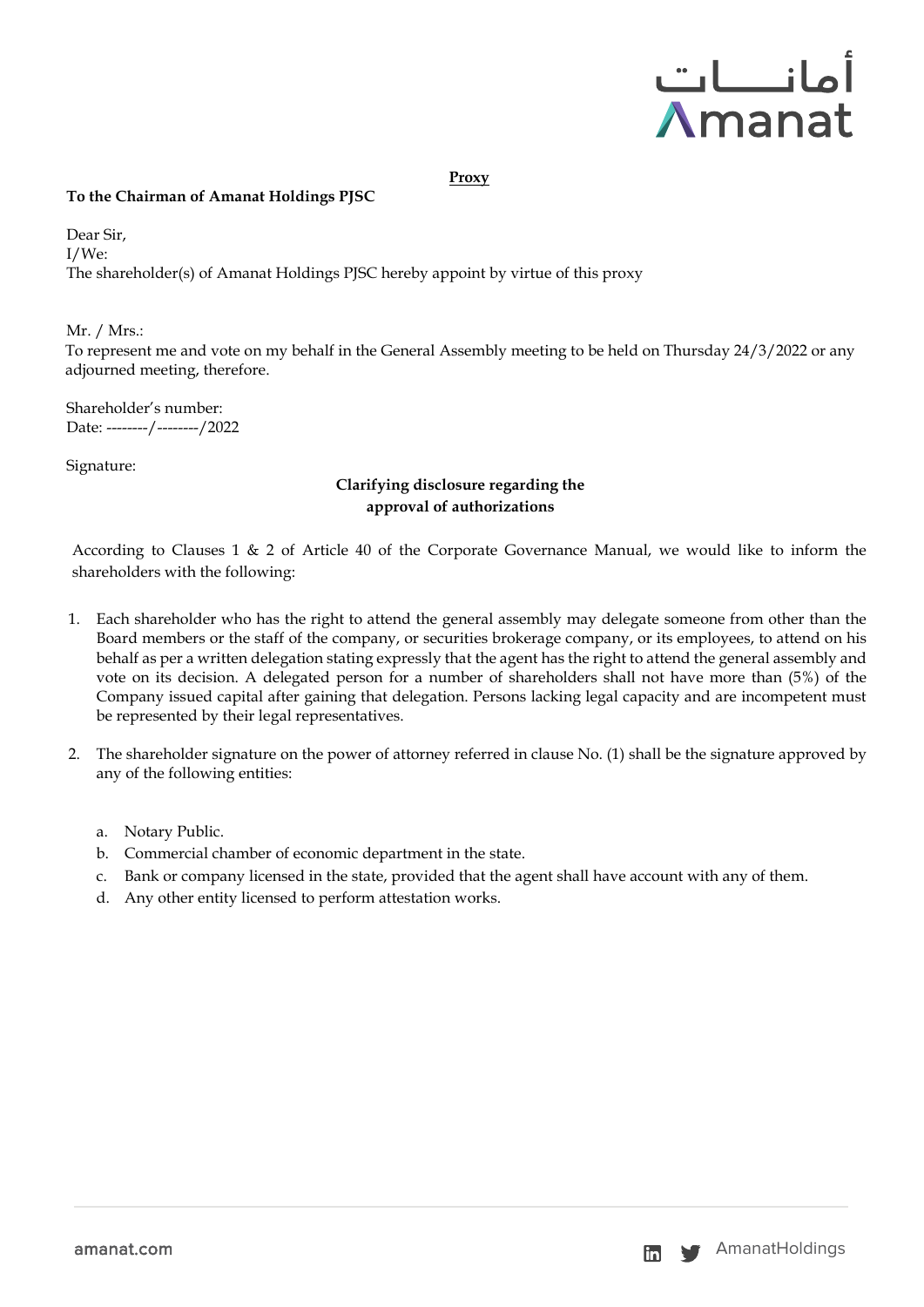**Proxy**

**To the Chairman of Amanat Holdings PJSC**

Dear Sir,
I/We:
The shareholder(s) of Amanat Holdings PJSC hereby appoint by virtue of this proxy

Mr. / Mrs.:
To represent me and vote on my behalf in the General Assembly meeting to be held on Thursday 24/3/2022 or any adjourned meeting, therefore.

Shareholder's number:
Date: --------/--------/2022

Signature:

**Clarifying disclosure regarding the approval of authorizations**

According to Clauses 1 & 2 of Article 40 of the Corporate Governance Manual, we would like to inform the shareholders with the following:

1. Each shareholder who has the right to attend the general assembly may delegate someone from other than the Board members or the staff of the company, or securities brokerage company, or its employees, to attend on his behalf as per a written delegation stating expressly that the agent has the right to attend the general assembly and vote on its decision. A delegated person for a number of shareholders shall not have more than (5%) of the Company issued capital after gaining that delegation. Persons lacking legal capacity and are incompetent must be represented by their legal representatives.

2. The shareholder signature on the power of attorney referred in clause No. (1) shall be the signature approved by any of the following entities:

   a. Notary Public.
   b. Commercial chamber of economic department in the state.
   c. Bank or company licensed in the state, provided that the agent shall have account with any of them.
   d. Any other entity licensed to perform attestation works.